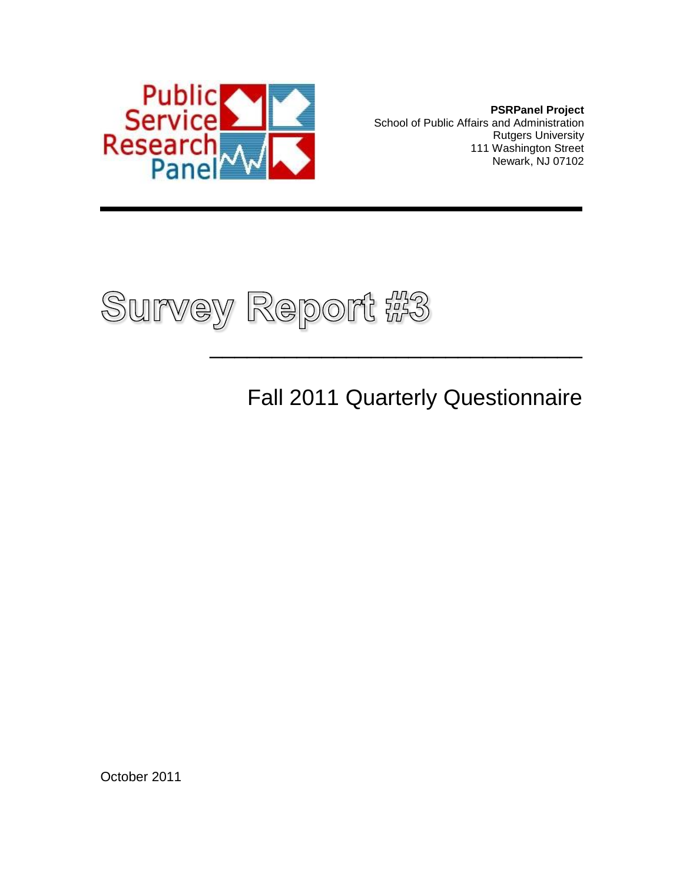Public Service Research Panel

**PSRPanel Project**
School of Public Affairs and Administration
Rutgers University
111 Washington Street
Newark, NJ 07102

# Survey Report #3

## Fall 2011 Quarterly Questionnaire

October 2011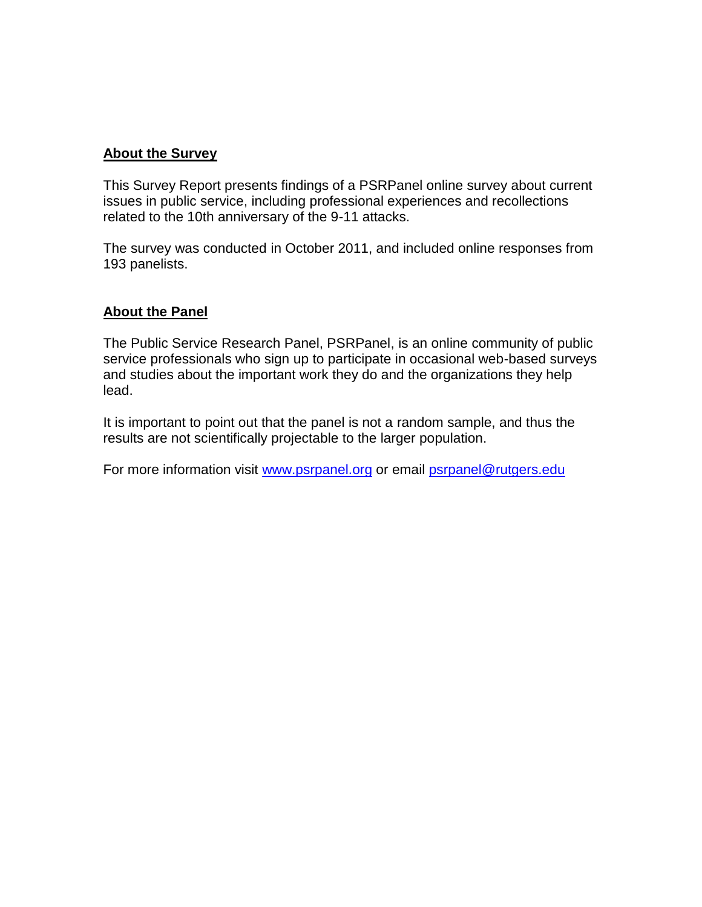## About the Survey

This Survey Report presents findings of a PSRPanel online survey about current issues in public service, including professional experiences and recollections related to the 10th anniversary of the 9-11 attacks.

The survey was conducted in October 2011, and included online responses from 193 panelists.

## About the Panel

The Public Service Research Panel, PSRPanel, is an online community of public service professionals who sign up to participate in occasional web-based surveys and studies about the important work they do and the organizations they help lead.

It is important to point out that the panel is not a random sample, and thus the results are not scientifically projectable to the larger population.

For more information visit [www.psrpanel.org](http://www.psrpanel.org) or email [psrpanel@rutgers.edu](mailto:psrpanel@rutgers.edu)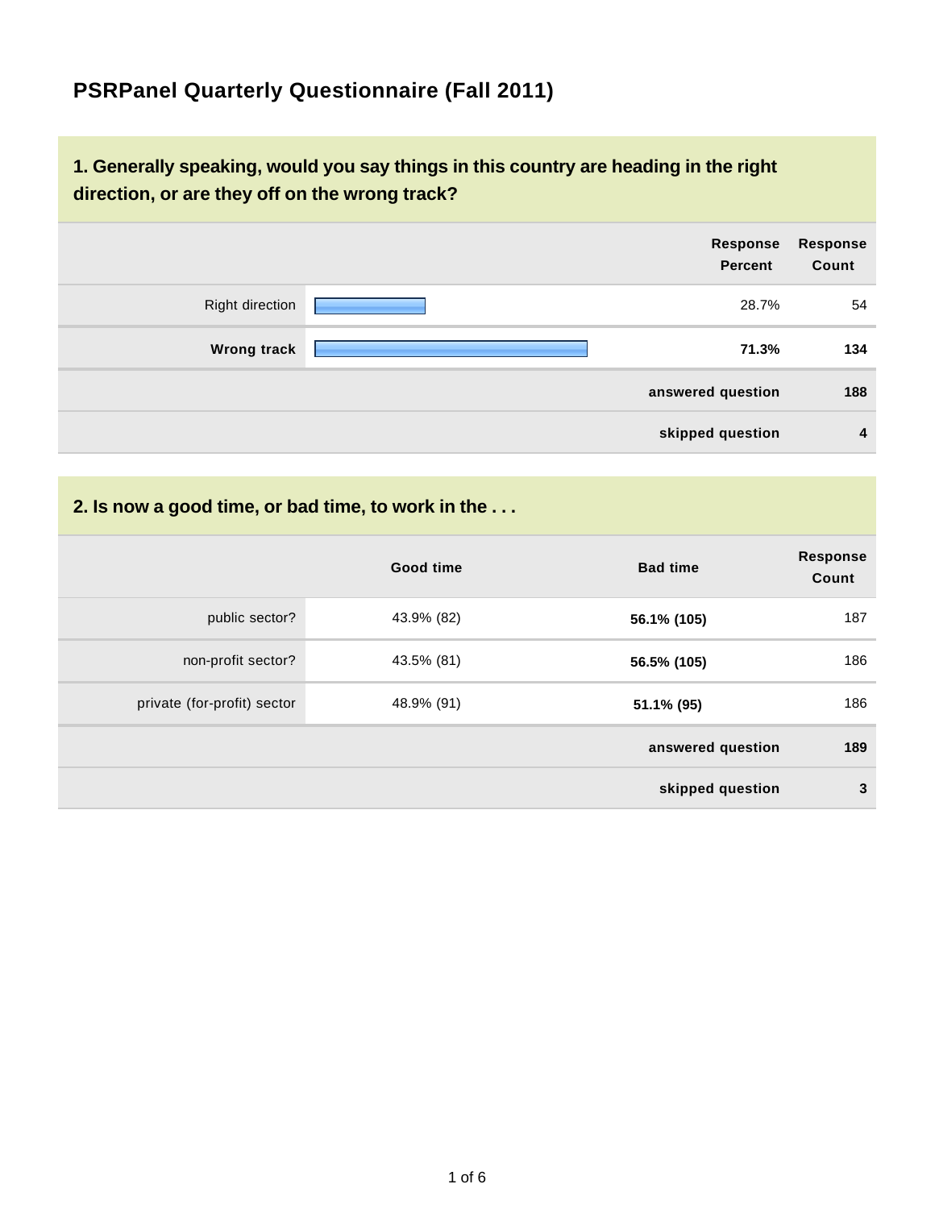# PSRPanel Quarterly Questionnaire (Fall 2011)

## 1. Generally speaking, would you say things in this country are heading in the right direction, or are they off on the wrong track?

| | Response Percent | Response Count |
|---|---|---|
| Right direction | 28.7% | 54 |
| **Wrong track** | **71.3%** | **134** |
| | **answered question** | **188** |
| | **skipped question** | **4** |

## 2. Is now a good time, or bad time, to work in the . . .

| | Good time | Bad time | Response Count |
|---|---|---|---|
| public sector? | 43.9% (82) | **56.1% (105)** | 187 |
| non-profit sector? | 43.5% (81) | **56.5% (105)** | 186 |
| private (for-profit) sector | 48.9% (91) | **51.1% (95)** | 186 |
| | | **answered question** | **189** |
| | | **skipped question** | **3** |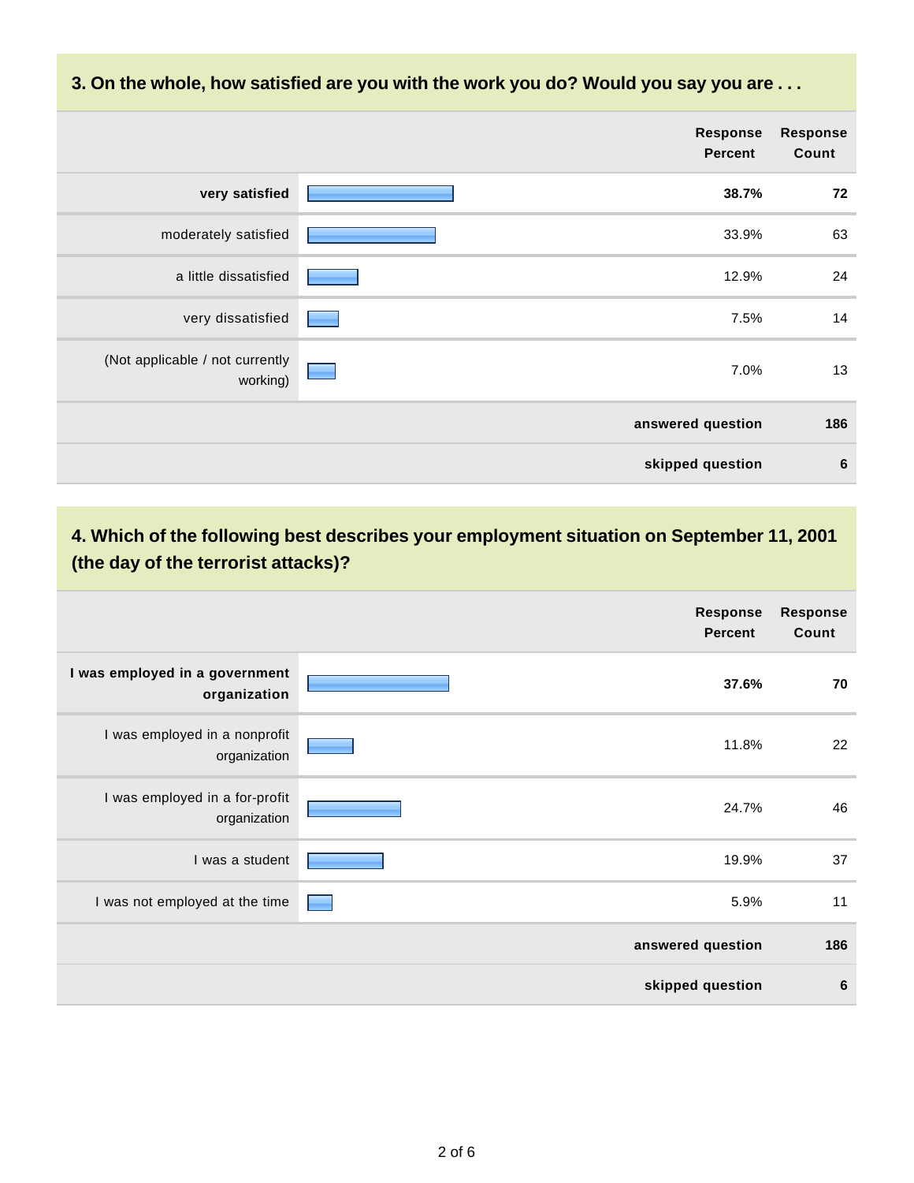## 3. On the whole, how satisfied are you with the work you do? Would you say you are . . .

| | Response Percent | Response Count |
|---|---|---|
| **very satisfied** | **38.7%** | **72** |
| moderately satisfied | 33.9% | 63 |
| a little dissatisfied | 12.9% | 24 |
| very dissatisfied | 7.5% | 14 |
| (Not applicable / not currently working) | 7.0% | 13 |
| | **answered question** | **186** |
| | **skipped question** | **6** |

## 4. Which of the following best describes your employment situation on September 11, 2001 (the day of the terrorist attacks)?

| | Response Percent | Response Count |
|---|---|---|
| **I was employed in a government organization** | **37.6%** | **70** |
| I was employed in a nonprofit organization | 11.8% | 22 |
| I was employed in a for-profit organization | 24.7% | 46 |
| I was a student | 19.9% | 37 |
| I was not employed at the time | 5.9% | 11 |
| | **answered question** | **186** |
| | **skipped question** | **6** |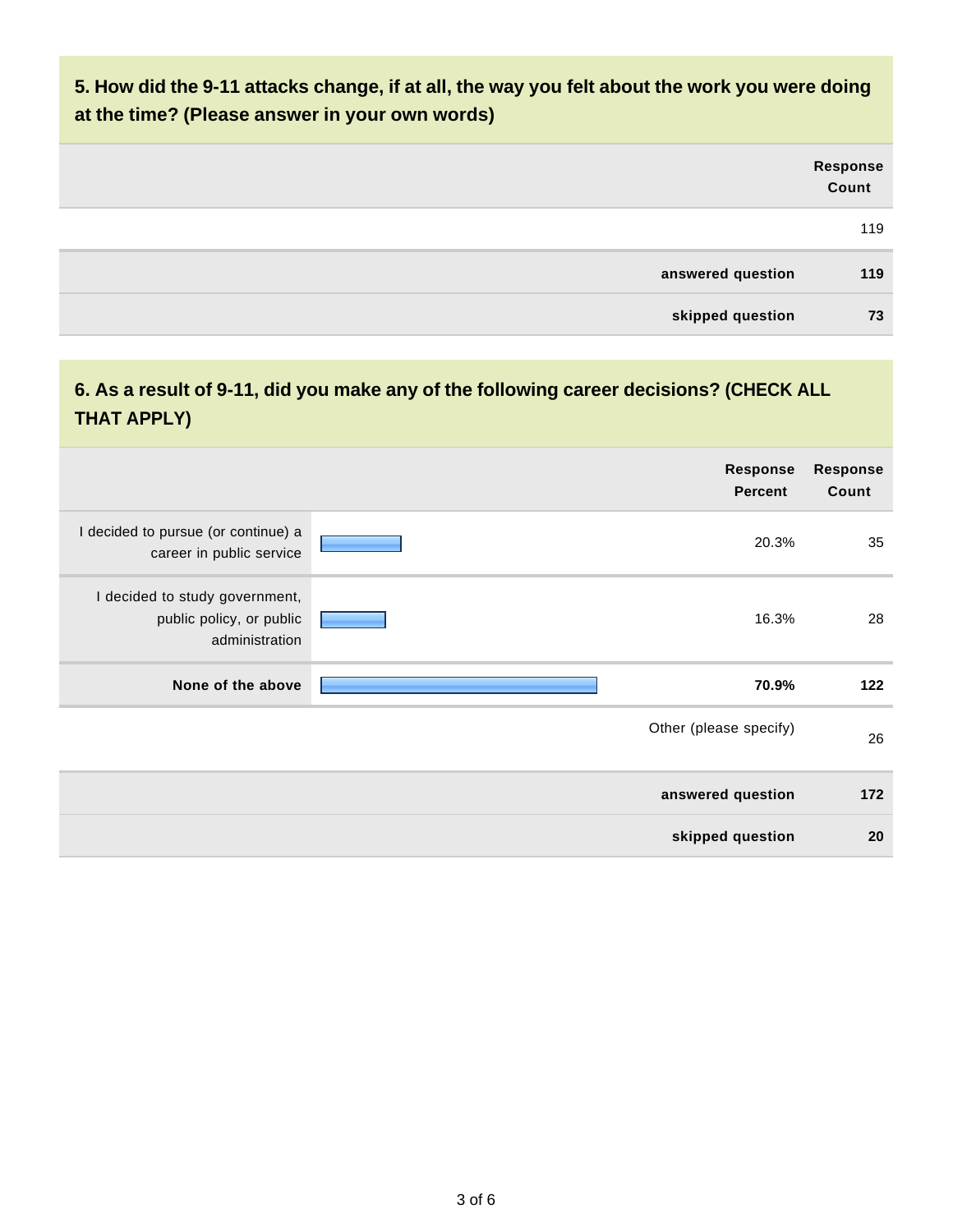## 5. How did the 9-11 attacks change, if at all, the way you felt about the work you were doing at the time? (Please answer in your own words)

| | Response Count |
|---|---|
| | 119 |
| answered question | 119 |
| skipped question | 73 |

## 6. As a result of 9-11, did you make any of the following career decisions? (CHECK ALL THAT APPLY)

| | Response Percent | Response Count |
|---|---|---|
| I decided to pursue (or continue) a career in public service | 20.3% | 35 |
| I decided to study government, public policy, or public administration | 16.3% | 28 |
| **None of the above** | **70.9%** | **122** |
| Other (please specify) | | 26 |
| answered question | | 172 |
| skipped question | | 20 |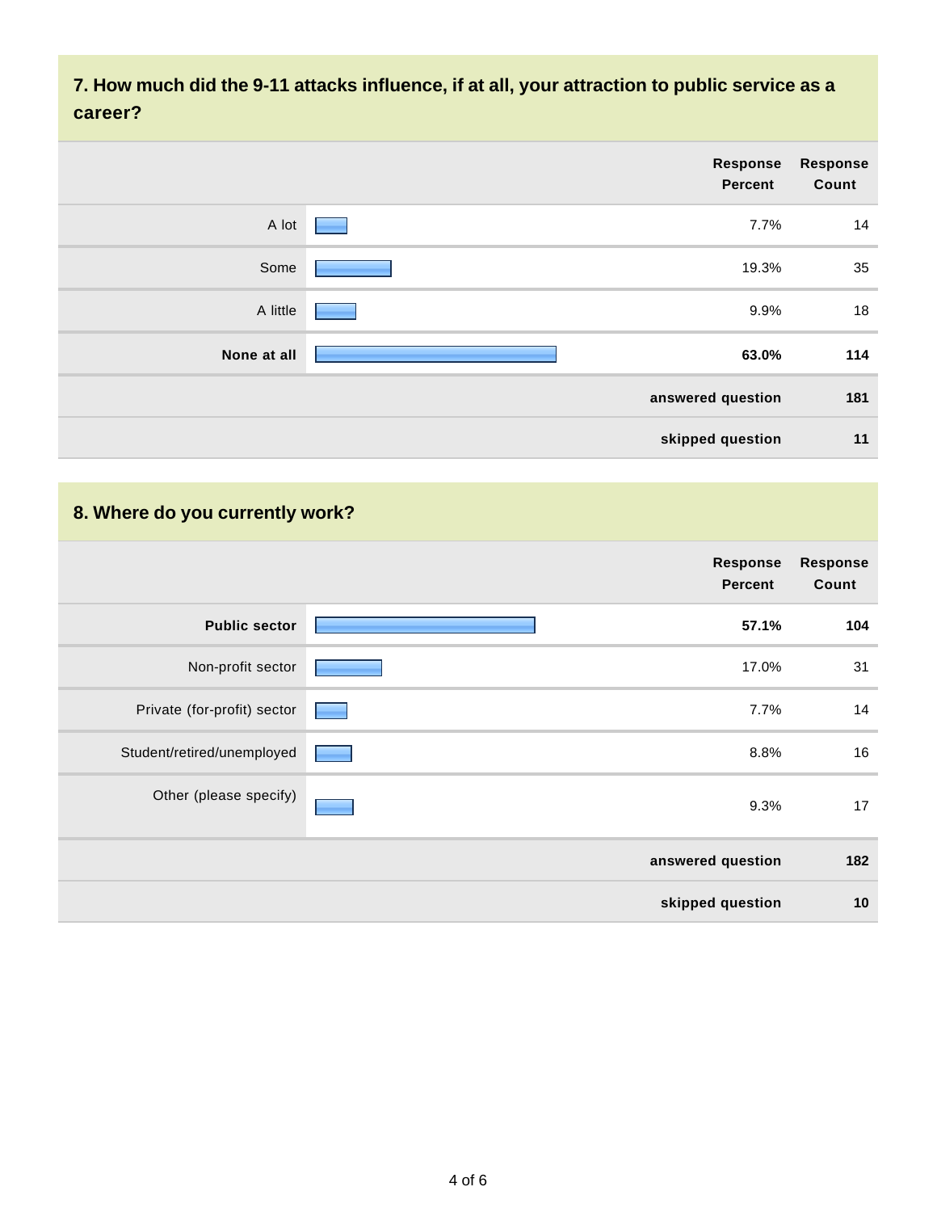## 7. How much did the 9-11 attacks influence, if at all, your attraction to public service as a career?

| | Response Percent | Response Count |
|---|---|---|
| A lot | 7.7% | 14 |
| Some | 19.3% | 35 |
| A little | 9.9% | 18 |
| **None at all** | **63.0%** | **114** |
| | **answered question** | **181** |
| | **skipped question** | **11** |

## 8. Where do you currently work?

| | Response Percent | Response Count |
|---|---|---|
| **Public sector** | **57.1%** | **104** |
| Non-profit sector | 17.0% | 31 |
| Private (for-profit) sector | 7.7% | 14 |
| Student/retired/unemployed | 8.8% | 16 |
| Other (please specify) | 9.3% | 17 |
| | **answered question** | **182** |
| | **skipped question** | **10** |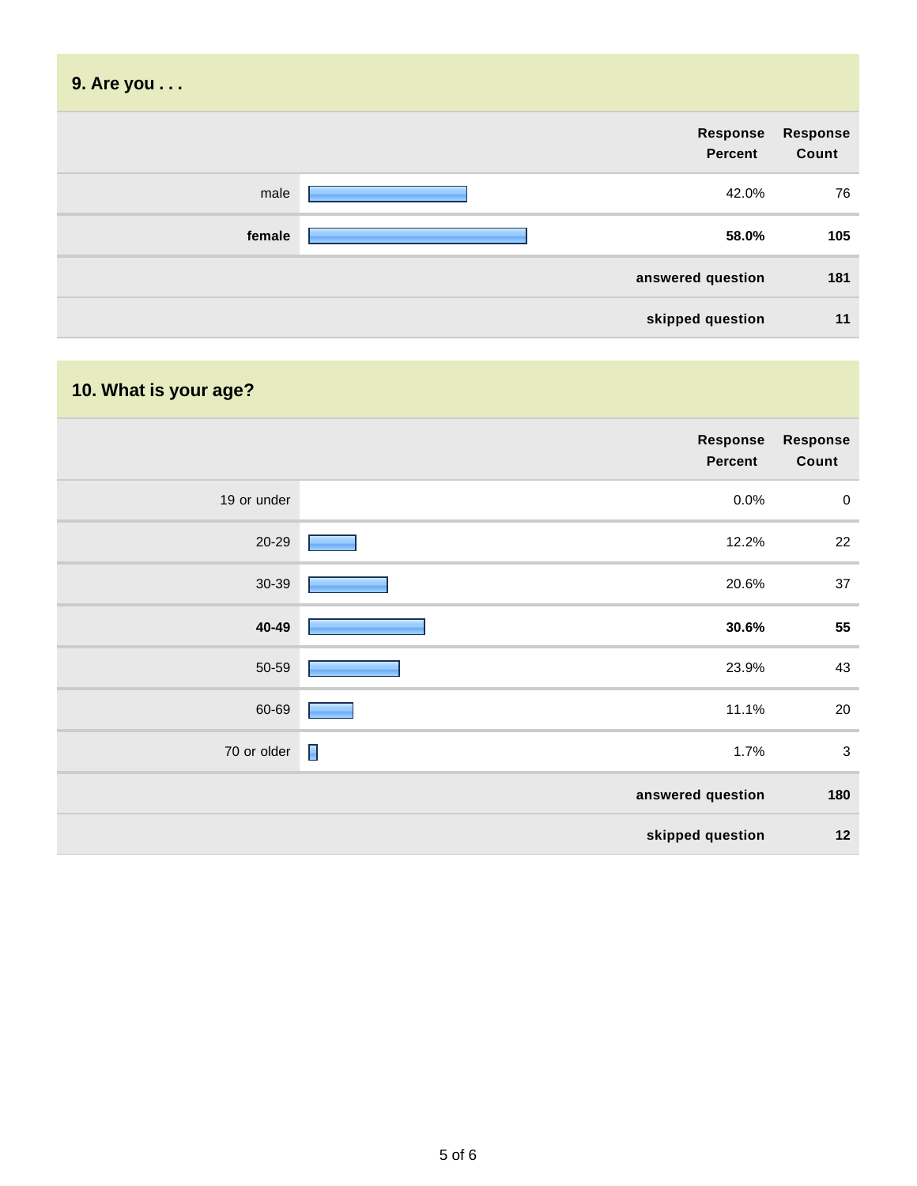## 9. Are you . . .

| | Response Percent | Response Count |
|---|---|---|
| male | 42.0% | 76 |
| **female** | **58.0%** | **105** |
| | **answered question** | **181** |
| | **skipped question** | **11** |

## 10. What is your age?

| | Response Percent | Response Count |
|---|---|---|
| 19 or under | 0.0% | 0 |
| 20-29 | 12.2% | 22 |
| 30-39 | 20.6% | 37 |
| **40-49** | **30.6%** | **55** |
| 50-59 | 23.9% | 43 |
| 60-69 | 11.1% | 20 |
| 70 or older | 1.7% | 3 |
| | **answered question** | **180** |
| | **skipped question** | **12** |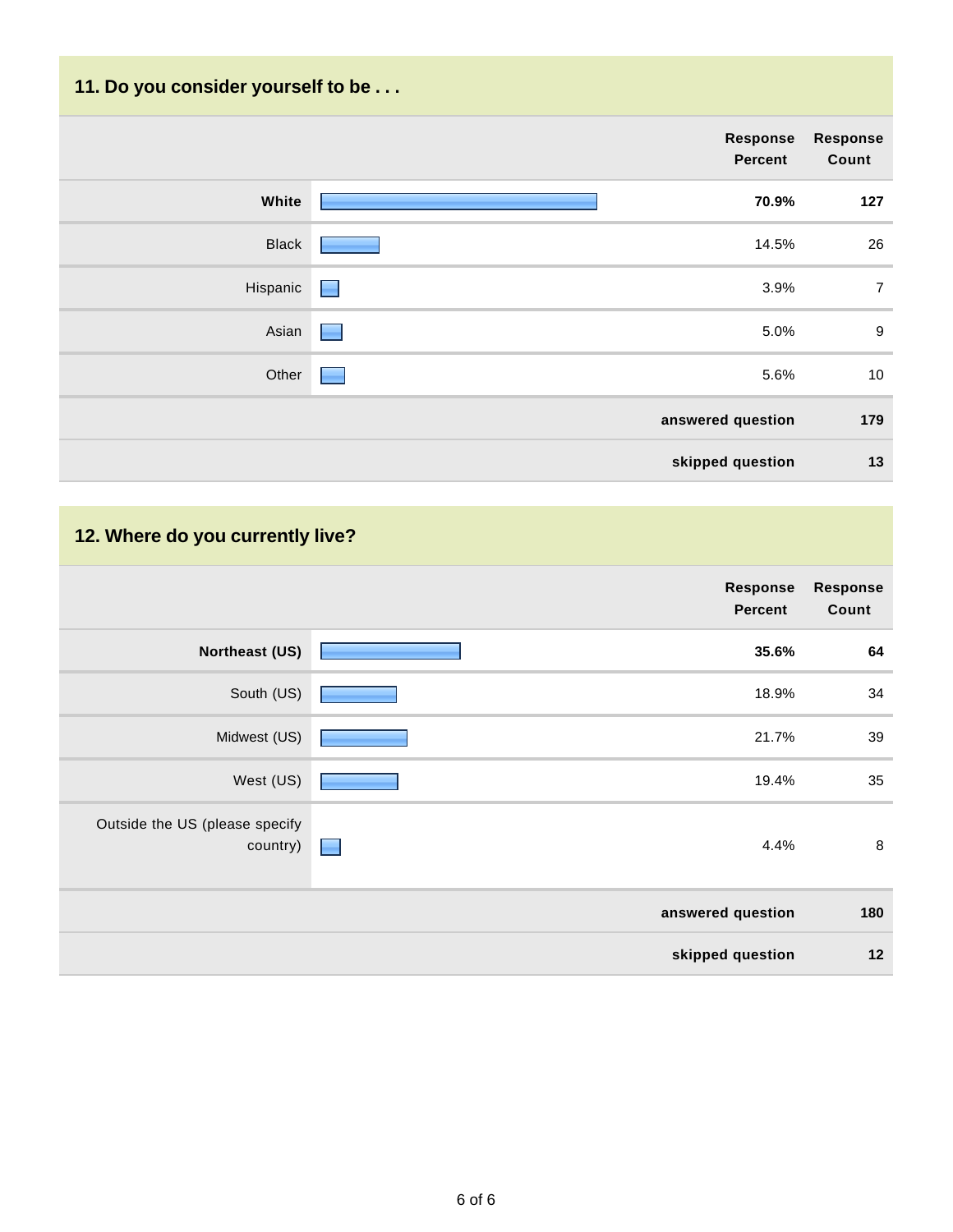## 11. Do you consider yourself to be . . .

| | Response Percent | Response Count |
|---|---|---|
| **White** | **70.9%** | **127** |
| Black | 14.5% | 26 |
| Hispanic | 3.9% | 7 |
| Asian | 5.0% | 9 |
| Other | 5.6% | 10 |
| | **answered question** | **179** |
| | **skipped question** | **13** |

## 12. Where do you currently live?

| | Response Percent | Response Count |
|---|---|---|
| **Northeast (US)** | **35.6%** | **64** |
| South (US) | 18.9% | 34 |
| Midwest (US) | 21.7% | 39 |
| West (US) | 19.4% | 35 |
| Outside the US (please specify country) | 4.4% | 8 |
| | **answered question** | **180** |
| | **skipped question** | **12** |